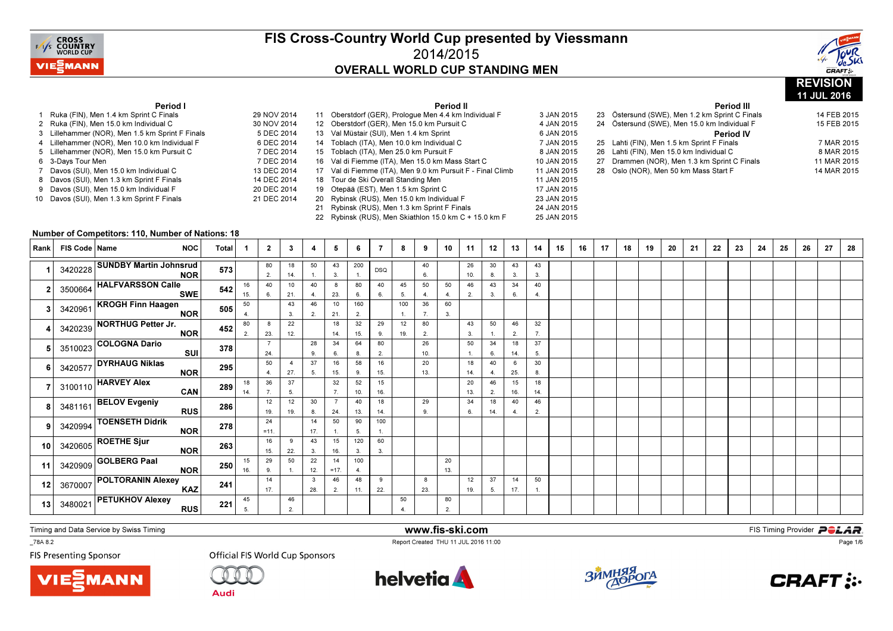# FIS Cross-Country World Cup presented by Viessmann

## 2014/2015

## OVERALL WORLD CUP STANDING MEN

**REVISION 11 JUL 2016**

### Period I

| No. | Event | Date |
|---|---|---|
| 1 | Ruka (FIN), Men 1.4 km Sprint C Finals | 29 NOV 2014 |
| 2 | Ruka (FIN), Men 15.0 km Individual C | 30 NOV 2014 |
| 3 | Lillehammer (NOR), Men 1.5 km Sprint F Finals | 5 DEC 2014 |
| 4 | Lillehammer (NOR), Men 10.0 km Individual F | 6 DEC 2014 |
| 5 | Lillehammer (NOR), Men 15.0 km Pursuit C | 7 DEC 2014 |
| 6 | 3-Days Tour Men | 7 DEC 2014 |
| 7 | Davos (SUI), Men 15.0 km Individual C | 13 DEC 2014 |
| 8 | Davos (SUI), Men 1.3 km Sprint F Finals | 14 DEC 2014 |
| 9 | Davos (SUI), Men 15.0 km Individual F | 20 DEC 2014 |
| 10 | Davos (SUI), Men 1.3 km Sprint F Finals | 21 DEC 2014 |

### Period II

| No. | Event | Date |
|---|---|---|
| 11 | Oberstdorf (GER), Prologue Men 4.4 km Individual F | 3 JAN 2015 |
| 12 | Oberstdorf (GER), Men 15.0 km Pursuit C | 4 JAN 2015 |
| 13 | Val Müstair (SUI), Men 1.4 km Sprint | 6 JAN 2015 |
| 14 | Toblach (ITA), Men 10.0 km Individual C | 7 JAN 2015 |
| 15 | Toblach (ITA), Men 25.0 km Pursuit F | 8 JAN 2015 |
| 16 | Val di Fiemme (ITA), Men 15.0 km Mass Start C | 10 JAN 2015 |
| 17 | Val di Fiemme (ITA), Men 9.0 km Pursuit F - Final Climb | 11 JAN 2015 |
| 18 | Tour de Ski Overall Standing Men | 11 JAN 2015 |
| 19 | Otepää (EST), Men 1.5 km Sprint C | 17 JAN 2015 |
| 20 | Rybinsk (RUS), Men 15.0 km Individual F | 23 JAN 2015 |
| 21 | Rybinsk (RUS), Men 1.3 km Sprint F Finals | 24 JAN 2015 |
| 22 | Rybinsk (RUS), Men Skiathlon 15.0 km C + 15.0 km F | 25 JAN 2015 |

### Period III

| No. | Event | Date |
|---|---|---|
| 23 | Östersund (SWE), Men 1.2 km Sprint C Finals | 14 FEB 2015 |
| 24 | Östersund (SWE), Men 15.0 km Individual F | 15 FEB 2015 |

### Period IV

| No. | Event | Date |
|---|---|---|
| 25 | Lahti (FIN), Men 1.5 km Sprint F Finals | 7 MAR 2015 |
| 26 | Lahti (FIN), Men 15.0 km Individual C | 8 MAR 2015 |
| 27 | Drammen (NOR), Men 1.3 km Sprint C Finals | 11 MAR 2015 |
| 28 | Oslo (NOR), Men 50 km Mass Start F | 14 MAR 2015 |

**Number of Competitors: 110, Number of Nations: 18**

| Rank | FIS Code | Name | NOC | Total | 1 | 2 | 3 | 4 | 5 | 6 | 7 | 8 | 9 | 10 | 11 | 12 | 13 | 14 | 15 | 16 | 17 | 18 | 19 | 20 | 21 | 22 | 23 | 24 | 25 | 26 | 27 | 28 |
|---|---|---|---|---|---|---|---|---|---|---|---|---|---|---|---|---|---|---|---|---|---|---|---|---|---|---|---|---|---|---|---|---|
| 1 | 3420228 | SUNDBY Martin Johnsrud | NOR | 573 | | 80 (2.) | 18 (14.) | 50 (1.) | 43 (3.) | 200 (1.) | DSQ | | 40 (6.) | | 26 (10.) | 30 (8.) | 43 (3.) | 43 (3.) | | | | | | | | | | | | | | |
| 2 | 3500664 | HALFVARSSON Calle | SWE | 542 | 16 (15.) | 40 (6.) | 10 (21.) | 40 (4.) | 8 (23.) | 80 (6.) | 40 (6.) | 45 (5.) | 50 (4.) | 50 (4.) | 46 (2.) | 43 (3.) | 34 (6.) | 40 (4.) | | | | | | | | | | | | | | |
| 3 | 3420961 | KROGH Finn Haagen | NOR | 505 | 50 (4.) | | 43 (3.) | 46 (2.) | 10 (21.) | 160 (2.) | | 100 (1.) | 36 (7.) | 60 (3.) | | | | | | | | | | | | | | | | | | |
| 4 | 3420239 | NORTHUG Petter Jr. | NOR | 452 | 80 (2.) | 8 (23.) | 22 (12.) | | 18 (14.) | 32 (15.) | 29 (9.) | 12 (19.) | 80 (2.) | | 43 (3.) | 50 (1.) | 46 (2.) | 32 (7.) | | | | | | | | | | | | | | |
| 5 | 3510023 | COLOGNA Dario | SUI | 378 | | 7 (24.) | | 28 (9.) | 34 (6.) | 64 (8.) | 80 (2.) | | 26 (10.) | | 50 (1.) | 34 (6.) | 18 (14.) | 37 (5.) | | | | | | | | | | | | | | |
| 6 | 3420577 | DYRHAUG Niklas | NOR | 295 | | 50 (4.) | 4 (27.) | 37 (5.) | 16 (15.) | 58 (9.) | 16 (15.) | | 20 (13.) | | 18 (14.) | 40 (4.) | 6 (25.) | 30 (8.) | | | | | | | | | | | | | | |
| 7 | 3100110 | HARVEY Alex | CAN | 289 | 18 (14.) | 36 (7.) | 37 (5.) | | 32 (7.) | 52 (10.) | 15 (16.) | | | | 20 (13.) | 46 (2.) | 15 (16.) | 18 (14.) | | | | | | | | | | | | | | |
| 8 | 3481161 | BELOV Evgeniy | RUS | 286 | | 12 (19.) | 12 (19.) | 30 (8.) | 7 (24.) | 40 (13.) | 18 (14.) | | 29 (9.) | | 34 (6.) | 18 (14.) | 40 (4.) | 46 (2.) | | | | | | | | | | | | | | |
| 9 | 3420994 | TOENSETH Didrik | NOR | 278 | | 24 (=11.) | | 14 (17.) | 50 (1.) | 90 (5.) | 100 (1.) | | | | | | | | | | | | | | | | | | | | | |
| 10 | 3420605 | ROETHE Sjur | NOR | 263 | | 16 (15.) | 9 (22.) | 43 (3.) | 15 (16.) | 120 (3.) | 60 (3.) | | | | | | | | | | | | | | | | | | | | | |
| 11 | 3420909 | GOLBERG Paal | NOR | 250 | 15 (16.) | 29 (9.) | 50 (1.) | 22 (12.) | 14 (=17.) | 100 (4.) | | | | 20 (13.) | | | | | | | | | | | | | | | | | | |
| 12 | 3670007 | POLTORANIN Alexey | KAZ | 241 | | 14 (17.) | | 3 (28.) | 46 (2.) | 48 (11.) | 9 (22.) | | 8 (23.) | | 12 (19.) | 37 (5.) | 14 (17.) | 50 (1.) | | | | | | | | | | | | | | |
| 13 | 3480021 | PETUKHOV Alexey | RUS | 221 | 45 (5.) | | 46 (2.) | | | | | 50 (4.) | | 80 (2.) | | | | | | | | | | | | | | | | | | |

Timing and Data Service by Swiss Timing — www.fis-ski.com — FIS Timing Provider POLAR

_78A 8.2 — Report Created THU 11 JUL 2016 11:00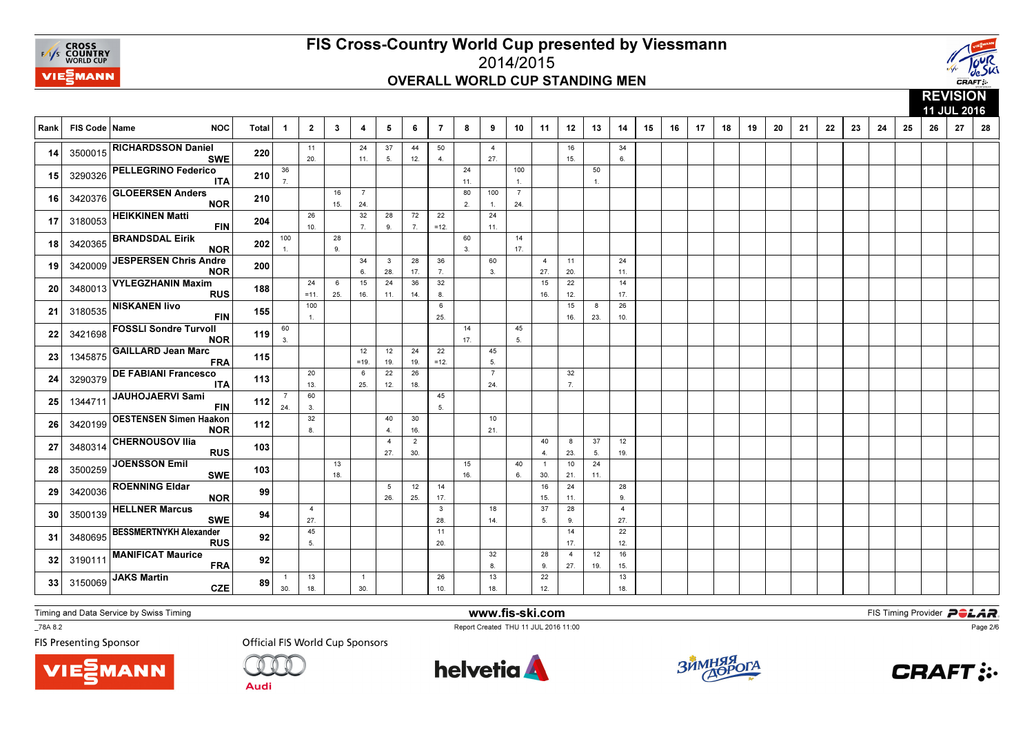# FIS Cross-Country World Cup presented by Viessmann

## 2014/2015

### OVERALL WORLD CUP STANDING MEN

**REVISION**
**11 JUL 2016**

Each cell shows points (rank).

| Rank | FIS Code | Name | NOC | Total | 1 | 2 | 3 | 4 | 5 | 6 | 7 | 8 | 9 | 10 | 11 | 12 | 13 | 14 | 15 | 16 | 17 | 18 | 19 | 20 | 21 | 22 | 23 | 24 | 25 | 26 | 27 | 28 |
|---|---|---|---|---|---|---|---|---|---|---|---|---|---|---|---|---|---|---|---|---|---|---|---|---|---|---|---|---|---|---|---|---|
| 14 | 3500015 | RICHARDSSON Daniel | SWE | 220 | | 11 (20.) | | 24 (11.) | 37 (5.) | 44 (12.) | 50 (4.) | | 4 (27.) | | | 16 (15.) | | 34 (6.) | | | | | | | | | | | | | | |
| 15 | 3290326 | PELLEGRINO Federico | ITA | 210 | 36 (7.) | | | | | | | 24 (11.) | | 100 (1.) | | | 50 (1.) | | | | | | | | | | | | | | | |
| 16 | 3420376 | GLOEERSEN Anders | NOR | 210 | | | 16 (15.) | 7 (24.) | | | | 80 (2.) | 100 (1.) | 7 (24.) | | | | | | | | | | | | | | | | | | |
| 17 | 3180053 | HEIKKINEN Matti | FIN | 204 | | 26 (10.) | | 32 (7.) | 28 (9.) | 72 (7.) | 22 (=12.) | | 24 (11.) | | | | | | | | | | | | | | | | | | | |
| 18 | 3420365 | BRANDSDAL Eirik | NOR | 202 | 100 (1.) | | 28 (9.) | | | | | 60 (3.) | | 14 (17.) | | | | | | | | | | | | | | | | | | |
| 19 | 3420009 | JESPERSEN Chris Andre | NOR | 200 | | | | 34 (6.) | 3 (28.) | 28 (17.) | 36 (7.) | | 60 (3.) | | 4 (27.) | 11 (20.) | | 24 (11.) | | | | | | | | | | | | | | |
| 20 | 3480013 | VYLEGZHANIN Maxim | RUS | 188 | | 24 (=11.) | 6 (25.) | 15 (16.) | 24 (11.) | 36 (14.) | 32 (8.) | | | | 15 (16.) | 22 (12.) | | 14 (17.) | | | | | | | | | | | | | | |
| 21 | 3180535 | NISKANEN Iivo | FIN | 155 | | 100 (1.) | | | | | 6 (25.) | | | | | 15 (16.) | 8 (23.) | 26 (10.) | | | | | | | | | | | | | | |
| 22 | 3421698 | FOSSLI Sondre Turvoll | NOR | 119 | 60 (3.) | | | | | | | 14 (17.) | | 45 (5.) | | | | | | | | | | | | | | | | | | |
| 23 | 1345875 | GAILLARD Jean Marc | FRA | 115 | | | | 12 (=19.) | 12 (19.) | 24 (19.) | 22 (=12.) | | 45 (5.) | | | | | | | | | | | | | | | | | | | |
| 24 | 3290379 | DE FABIANI Francesco | ITA | 113 | | 20 (13.) | | 6 (25.) | 22 (12.) | 26 (18.) | | | 7 (24.) | | | 32 (7.) | | | | | | | | | | | | | | | | |
| 25 | 1344711 | JAUHOJAERVI Sami | FIN | 112 | 7 (24.) | 60 (3.) | | | | | 45 (5.) | | | | | | | | | | | | | | | | | | | | | |
| 26 | 3420199 | OESTENSEN Simen Haakon | NOR | 112 | | 32 (8.) | | | 40 (4.) | 30 (16.) | | | 10 (21.) | | | | | | | | | | | | | | | | | | | |
| 27 | 3480314 | CHERNOUSOV Ilia | RUS | 103 | | | | | 4 (27.) | 2 (30.) | | | | | 40 (4.) | 8 (23.) | 37 (5.) | 12 (19.) | | | | | | | | | | | | | | |
| 28 | 3500259 | JOENSSON Emil | SWE | 103 | | | 13 (18.) | | | | | 15 (16.) | | 40 (6.) | 1 (30.) | 10 (21.) | 24 (11.) | | | | | | | | | | | | | | | |
| 29 | 3420036 | ROENNING Eldar | NOR | 99 | | | | | 5 (26.) | 12 (25.) | 14 (17.) | | | | 16 (15.) | 24 (11.) | | 28 (9.) | | | | | | | | | | | | | | |
| 30 | 3500139 | HELLNER Marcus | SWE | 94 | | 4 (27.) | | | | | 3 (28.) | | 18 (14.) | | 37 (5.) | 28 (9.) | | 4 (27.) | | | | | | | | | | | | | | |
| 31 | 3480695 | BESSMERTNYKH Alexander | RUS | 92 | | 45 (5.) | | | | | 11 (20.) | | | | | 14 (17.) | | 22 (12.) | | | | | | | | | | | | | | |
| 32 | 3190111 | MANIFICAT Maurice | FRA | 92 | | | | | | | | | 32 (8.) | | 28 (9.) | 4 (27.) | 12 (19.) | 16 (15.) | | | | | | | | | | | | | | |
| 33 | 3150069 | JAKS Martin | CZE | 89 | 1 (30.) | 13 (18.) | | 1 (30.) | | | 26 (10.) | | 13 (18.) | | 22 (12.) | | | 13 (18.) | | | | | | | | | | | | | | |

Timing and Data Service by Swiss Timing

www.fis-ski.com

FIS Timing Provider POLAR

_78A 8.2

Report Created THU 11 JUL 2016 11:00

FIS Presenting Sponsor

Official FIS World Cup Sponsors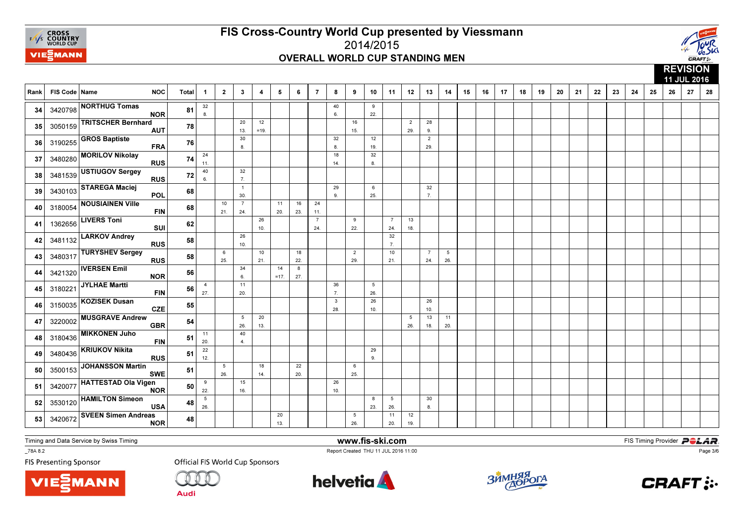# FIS Cross-Country World Cup presented by Viessmann

## 2014/2015

## OVERALL WORLD CUP STANDING MEN

**REVISION**
**11 JUL 2016**

| Rank | FIS Code | Name | NOC | Total | 1 | 2 | 3 | 4 | 5 | 6 | 7 | 8 | 9 | 10 | 11 | 12 | 13 | 14 | 15 | 16 | 17 | 18 | 19 | 20 | 21 | 22 | 23 | 24 | 25 | 26 | 27 | 28 |
|---|---|---|---|---|---|---|---|---|---|---|---|---|---|---|---|---|---|---|---|---|---|---|---|---|---|---|---|---|---|---|---|---|
| 34 | 3420798 | NORTHUG Tomas | NOR | 81 | 32 8. | | | | | | | 40 6. | | 9 22. | | | | | | | | | | | | | | | | | | |
| 35 | 3050159 | TRITSCHER Bernhard | AUT | 78 | | | 20 13. | 12 =19. | | | | | 16 15. | | | 2 29. | 28 9. | | | | | | | | | | | | | | | |
| 36 | 3190255 | GROS Baptiste | FRA | 76 | | | 30 8. | | | | | 32 8. | | 12 19. | | | 2 29. | | | | | | | | | | | | | | | |
| 37 | 3480280 | MORILOV Nikolay | RUS | 74 | 24 11. | | | | | | | 18 14. | | 32 8. | | | | | | | | | | | | | | | | | | |
| 38 | 3481539 | USTIUGOV Sergey | RUS | 72 | 40 6. | | 32 7. | | | | | | | | | | | | | | | | | | | | | | | | | |
| 39 | 3430103 | STAREGA Maciej | POL | 68 | | | 1 30. | | | | | 29 9. | | 6 25. | | | 32 7. | | | | | | | | | | | | | | | |
| 40 | 3180054 | NOUSIAINEN Ville | FIN | 68 | | 10 21. | 7 24. | | 11 20. | 16 23. | 24 11. | | | | | | | | | | | | | | | | | | | | | |
| 41 | 1362656 | LIVERS Toni | SUI | 62 | | | | 26 10. | | | 7 24. | | 9 22. | | 7 24. | 13 18. | | | | | | | | | | | | | | | | |
| 42 | 3481132 | LARKOV Andrey | RUS | 58 | | | 26 10. | | | | | | | | 32 7. | | | | | | | | | | | | | | | | | |
| 43 | 3480317 | TURYSHEV Sergey | RUS | 58 | | 6 25. | | 10 21. | | 18 22. | | | 2 29. | | 10 21. | | 7 24. | 5 26. | | | | | | | | | | | | | | |
| 44 | 3421320 | IVERSEN Emil | NOR | 56 | | | 34 6. | | 14 =17. | 8 27. | | | | | | | | | | | | | | | | | | | | | | |
| 45 | 3180221 | JYLHAE Martti | FIN | 56 | 4 27. | | 11 20. | | | | | 36 7. | | 5 26. | | | | | | | | | | | | | | | | | | |
| 46 | 3150035 | KOZISEK Dusan | CZE | 55 | | | | | | | | 3 28. | | 26 10. | | | 26 10. | | | | | | | | | | | | | | | |
| 47 | 3220002 | MUSGRAVE Andrew | GBR | 54 | | | 5 26. | 20 13. | | | | | | | | 5 26. | 13 18. | 11 20. | | | | | | | | | | | | | | |
| 48 | 3180436 | MIKKONEN Juho | FIN | 51 | 11 20. | | 40 4. | | | | | | | | | | | | | | | | | | | | | | | | | |
| 49 | 3480436 | KRIUKOV Nikita | RUS | 51 | 22 12. | | | | | | | | | 29 9. | | | | | | | | | | | | | | | | | | |
| 50 | 3500153 | JOHANSSON Martin | SWE | 51 | | 5 26. | | 18 14. | | 22 20. | | | 6 25. | | | | | | | | | | | | | | | | | | | |
| 51 | 3420077 | HATTESTAD Ola Vigen | NOR | 50 | 9 22. | | 15 16. | | | | | 26 10. | | | | | | | | | | | | | | | | | | | | |
| 52 | 3530120 | HAMILTON Simeon | USA | 48 | 5 26. | | | | | | | | | 8 23. | 5 26. | | 30 8. | | | | | | | | | | | | | | | |
| 53 | 3420672 | SVEEN Simen Andreas | NOR | 48 | | | | | 20 13. | | | | 5 26. | | 11 20. | 12 19. | | | | | | | | | | | | | | | | |

Timing and Data Service by Swiss Timing

www.fis-ski.com

FIS Timing Provider POLAR

_78A 8.2

Report Created THU 11 JUL 2016 11:00

FIS Presenting Sponsor

Official FIS World Cup Sponsors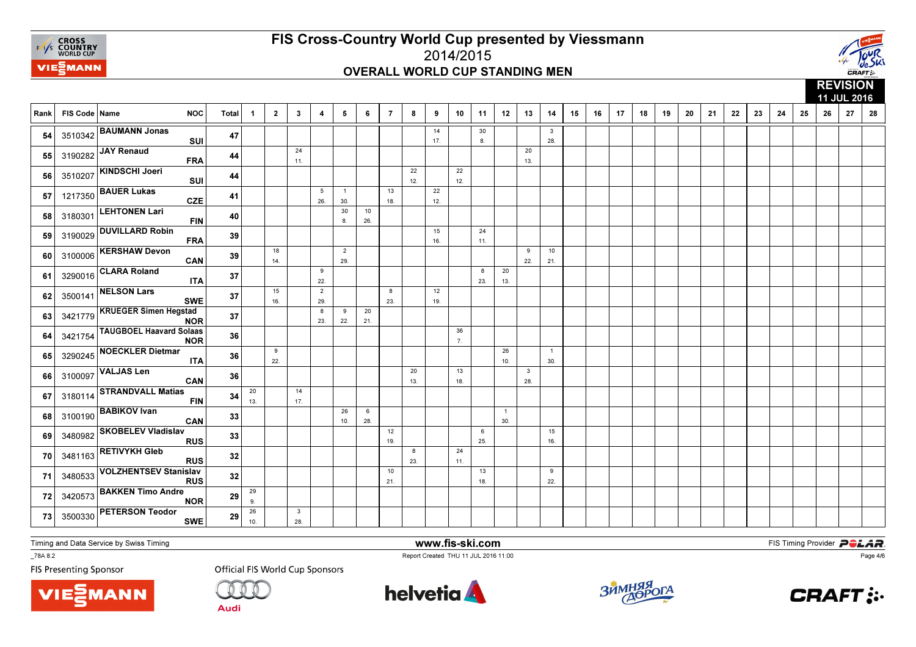# FIS Cross-Country World Cup presented by Viessmann

## 2014/2015

## OVERALL WORLD CUP STANDING MEN

**REVISION 11 JUL 2016**

| Rank | FIS Code | Name | NOC | Total | 1 | 2 | 3 | 4 | 5 | 6 | 7 | 8 | 9 | 10 | 11 | 12 | 13 | 14 | 15 | 16 | 17 | 18 | 19 | 20 | 21 | 22 | 23 | 24 | 25 | 26 | 27 | 28 |
|---|---|---|---|---|---|---|---|---|---|---|---|---|---|---|---|---|---|---|---|---|---|---|---|---|---|---|---|---|---|---|---|---|
| 54 | 3510342 | BAUMANN Jonas | SUI | 47 | | | | | | | | | 14 17. | | 30 8. | | | 3 28. | | | | | | | | | | | | | | |
| 55 | 3190282 | JAY Renaud | FRA | 44 | | | 24 11. | | | | | | | | | | 20 13. | | | | | | | | | | | | | | | |
| 56 | 3510207 | KINDSCHI Joeri | SUI | 44 | | | | | | | | 22 12. | | 22 12. | | | | | | | | | | | | | | | | | | |
| 57 | 1217350 | BAUER Lukas | CZE | 41 | | | | 5 26. | 1 30. | | 13 18. | | 22 12. | | | | | | | | | | | | | | | | | | | |
| 58 | 3180301 | LEHTONEN Lari | FIN | 40 | | | | | 30 8. | 10 26. | | | | | | | | | | | | | | | | | | | | | | |
| 59 | 3190029 | DUVILLARD Robin | FRA | 39 | | | | | | | | | 15 16. | | 24 11. | | | | | | | | | | | | | | | | | |
| 60 | 3100006 | KERSHAW Devon | CAN | 39 | | 18 14. | | | 2 29. | | | | | | | | 9 22. | 10 21. | | | | | | | | | | | | | | |
| 61 | 3290016 | CLARA Roland | ITA | 37 | | | | 9 22. | | | | | | | 8 23. | 20 13. | | | | | | | | | | | | | | | | |
| 62 | 3500141 | NELSON Lars | SWE | 37 | | 15 16. | | 2 29. | | | 8 23. | | 12 19. | | | | | | | | | | | | | | | | | | | |
| 63 | 3421779 | KRUEGER Simen Hegstad | NOR | 37 | | | | 8 23. | 9 22. | 20 21. | | | | | | | | | | | | | | | | | | | | | | |
| 64 | 3421754 | TAUGBOEL Haavard Solaas | NOR | 36 | | | | | | | | | | 36 7. | | | | | | | | | | | | | | | | | | |
| 65 | 3290245 | NOECKLER Dietmar | ITA | 36 | | 9 22. | | | | | | | | | | 26 10. | | 1 30. | | | | | | | | | | | | | | |
| 66 | 3100097 | VALJAS Len | CAN | 36 | | | | | | | | 20 13. | | 13 18. | | | 3 28. | | | | | | | | | | | | | | | |
| 67 | 3180114 | STRANDVALL Matias | FIN | 34 | 20 13. | | 14 17. | | | | | | | | | | | | | | | | | | | | | | | | | |
| 68 | 3100190 | BABIKOV Ivan | CAN | 33 | | | | | 26 10. | 6 28. | | | | | | 1 30. | | | | | | | | | | | | | | | | |
| 69 | 3480982 | SKOBELEV Vladislav | RUS | 33 | | | | | | | 12 19. | | | | 6 25. | | | 15 16. | | | | | | | | | | | | | | |
| 70 | 3481163 | RETIVYKH Gleb | RUS | 32 | | | | | | | | 8 23. | | 24 11. | | | | | | | | | | | | | | | | | | |
| 71 | 3480533 | VOLZHENTSEV Stanislav | RUS | 32 | | | | | | | 10 21. | | | | 13 18. | | | 9 22. | | | | | | | | | | | | | | |
| 72 | 3420573 | BAKKEN Timo Andre | NOR | 29 | 29 9. | | | | | | | | | | | | | | | | | | | | | | | | | | | |
| 73 | 3500330 | PETERSON Teodor | SWE | 29 | 26 10. | | 3 28. | | | | | | | | | | | | | | | | | | | | | | | | | |

Timing and Data Service by Swiss Timing

www.fis-ski.com

FIS Timing Provider POLAR

_78A 8.2

Report Created THU 11 JUL 2016 11:00

FIS Presenting Sponsor

Official FIS World Cup Sponsors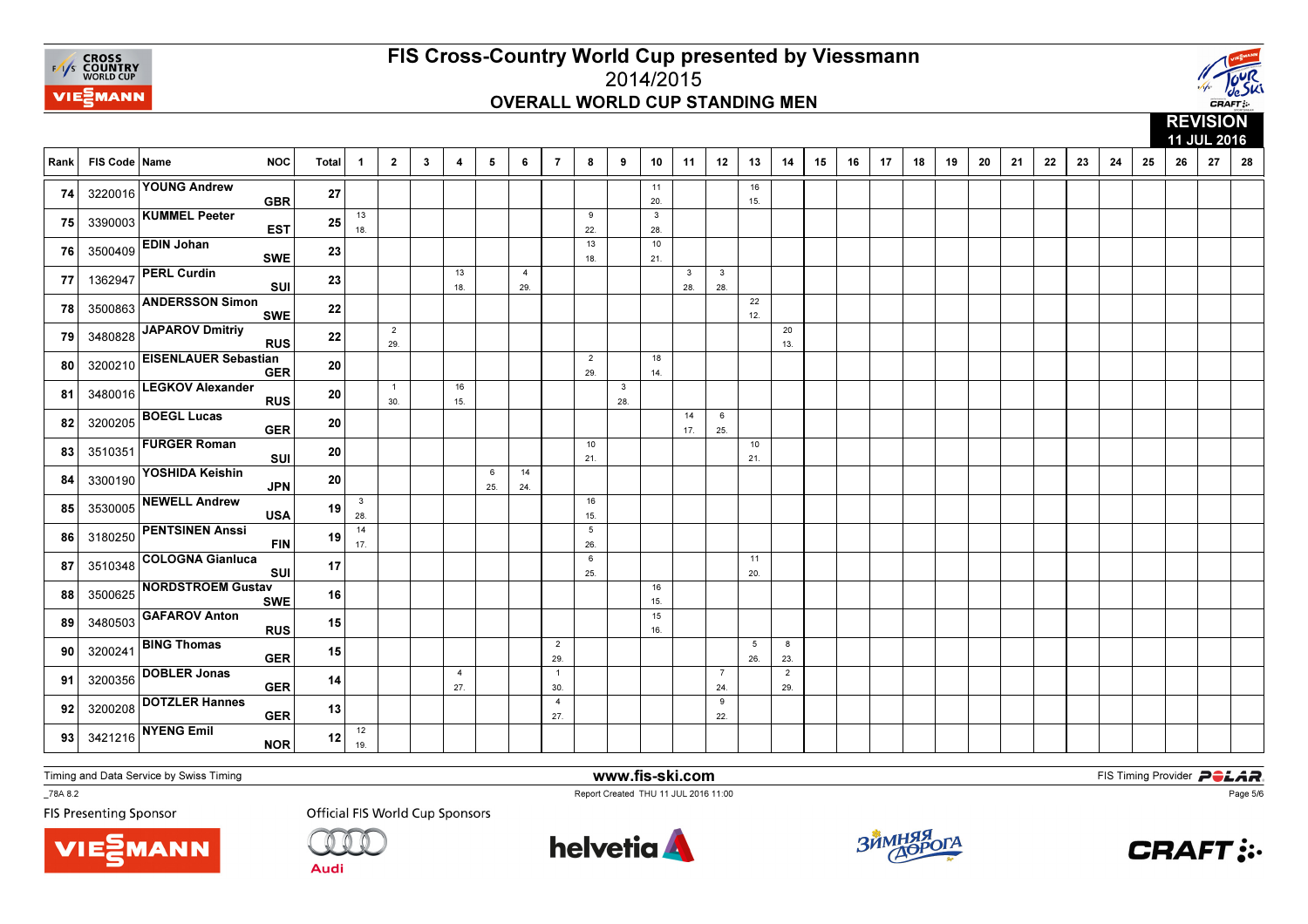# FIS Cross-Country World Cup presented by Viessmann

## 2014/2015

## OVERALL WORLD CUP STANDING MEN

**REVISION**
**11 JUL 2016**

| Rank | FIS Code | Name | NOC | Total | 1 | 2 | 3 | 4 | 5 | 6 | 7 | 8 | 9 | 10 | 11 | 12 | 13 | 14 | 15 | 16 | 17 | 18 | 19 | 20 | 21 | 22 | 23 | 24 | 25 | 26 | 27 | 28 |
|---|---|---|---|---|---|---|---|---|---|---|---|---|---|---|---|---|---|---|---|---|---|---|---|---|---|---|---|---|---|---|---|---|
| 74 | 3220016 | YOUNG Andrew | GBR | 27 | | | | | | | | | | 11 20. | | | 16 15. | | | | | | | | | | | | | | | |
| 75 | 3390003 | KUMMEL Peeter | EST | 25 | 13 18. | | | | | | | 9 22. | | 3 28. | | | | | | | | | | | | | | | | | | |
| 76 | 3500409 | EDIN Johan | SWE | 23 | | | | | | | | 13 18. | | 10 21. | | | | | | | | | | | | | | | | | | |
| 77 | 1362947 | PERL Curdin | SUI | 23 | | | | 13 18. | | 4 29. | | | | | 3 28. | 3 28. | | | | | | | | | | | | | | | | |
| 78 | 3500863 | ANDERSSON Simon | SWE | 22 | | | | | | | | | | | | | 22 12. | | | | | | | | | | | | | | | |
| 79 | 3480828 | JAPAROV Dmitriy | RUS | 22 | | 2 29. | | | | | | | | | | | | 20 13. | | | | | | | | | | | | | | |
| 80 | 3200210 | EISENLAUER Sebastian | GER | 20 | | | | | | | | 2 29. | | 18 14. | | | | | | | | | | | | | | | | | | |
| 81 | 3480016 | LEGKOV Alexander | RUS | 20 | | 1 30. | | 16 15. | | | | | 3 28. | | | | | | | | | | | | | | | | | | | |
| 82 | 3200205 | BOEGL Lucas | GER | 20 | | | | | | | | | | | 14 17. | 6 25. | | | | | | | | | | | | | | | | |
| 83 | 3510351 | FURGER Roman | SUI | 20 | | | | | | | | 10 21. | | | | | 10 21. | | | | | | | | | | | | | | | |
| 84 | 3300190 | YOSHIDA Keishin | JPN | 20 | | | | | 6 25. | 14 24. | | | | | | | | | | | | | | | | | | | | | | |
| 85 | 3530005 | NEWELL Andrew | USA | 19 | 3 28. | | | | | | | 16 15. | | | | | | | | | | | | | | | | | | | | |
| 86 | 3180250 | PENTSINEN Anssi | FIN | 19 | 14 17. | | | | | | | 5 26. | | | | | | | | | | | | | | | | | | | | |
| 87 | 3510348 | COLOGNA Gianluca | SUI | 17 | | | | | | | | 6 25. | | | | | 11 20. | | | | | | | | | | | | | | | |
| 88 | 3500625 | NORDSTROEM Gustav | SWE | 16 | | | | | | | | | | 16 15. | | | | | | | | | | | | | | | | | | |
| 89 | 3480503 | GAFAROV Anton | RUS | 15 | | | | | | | | | | 15 16. | | | | | | | | | | | | | | | | | | |
| 90 | 3200241 | BING Thomas | GER | 15 | | | | | | | 2 29. | | | | | | 5 26. | 8 23. | | | | | | | | | | | | | | |
| 91 | 3200356 | DOBLER Jonas | GER | 14 | | | | 4 27. | | | 1 30. | | | | | 7 24. | | 2 29. | | | | | | | | | | | | | | |
| 92 | 3200208 | DOTZLER Hannes | GER | 13 | | | | | | | 4 27. | | | | | 9 22. | | | | | | | | | | | | | | | | |
| 93 | 3421216 | NYENG Emil | NOR | 12 | 12 19. | | | | | | | | | | | | | | | | | | | | | | | | | | | |

Timing and Data Service by Swiss Timing

www.fis-ski.com

FIS Timing Provider POLAR

_78A 8.2

Report Created THU 11 JUL 2016 11:00

FIS Presenting Sponsor

Official FIS World Cup Sponsors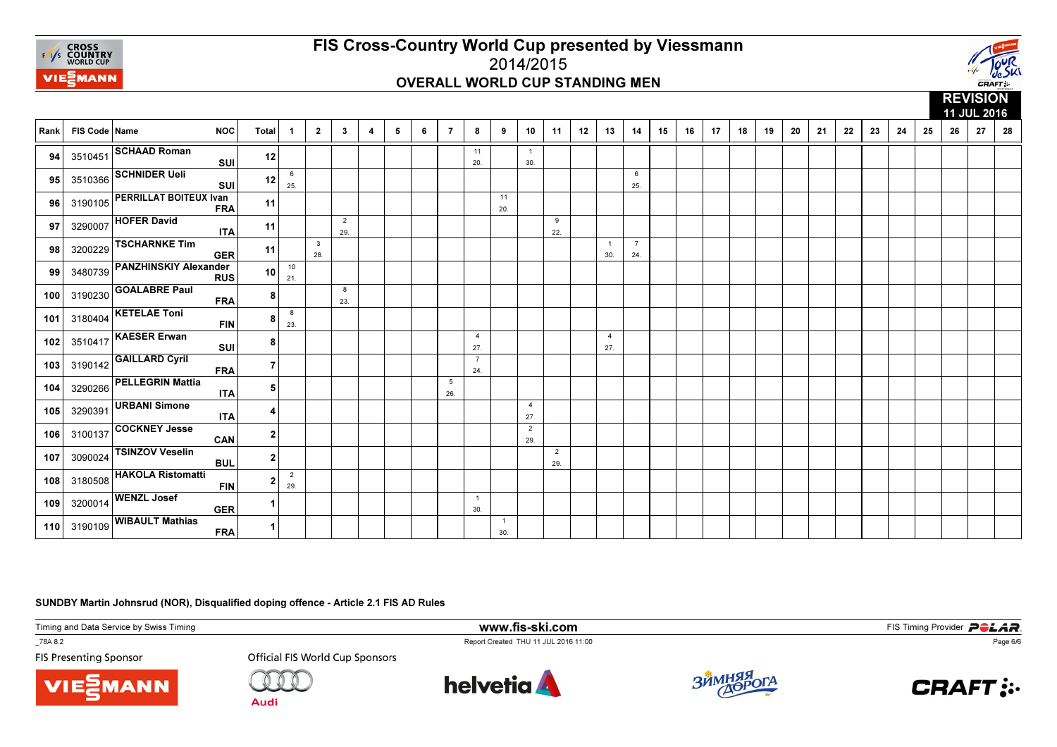# FIS Cross-Country World Cup presented by Viessmann

## 2014/2015

## OVERALL WORLD CUP STANDING MEN

**REVISION**
**11 JUL 2016**

| Rank | FIS Code | Name | NOC | Total | 1 | 2 | 3 | 4 | 5 | 6 | 7 | 8 | 9 | 10 | 11 | 12 | 13 | 14 | 15 | 16 | 17 | 18 | 19 | 20 | 21 | 22 | 23 | 24 | 25 | 26 | 27 | 28 |
|---|---|---|---|---|---|---|---|---|---|---|---|---|---|---|---|---|---|---|---|---|---|---|---|---|---|---|---|---|---|---|---|---|
| 94 | 3510451 | SCHAAD Roman | SUI | 12 | | | | | | | | 11 20. | | 1 30. | | | | | | | | | | | | | | | | | | |
| 95 | 3510366 | SCHNIDER Ueli | SUI | 12 | 6 25. | | | | | | | | | | | | | 6 25. | | | | | | | | | | | | | | |
| 96 | 3190105 | PERRILLAT BOITEUX Ivan | FRA | 11 | | | | | | | | | 11 20. | | | | | | | | | | | | | | | | | | | |
| 97 | 3290007 | HOFER David | ITA | 11 | | | 2 29. | | | | | | | | 9 22. | | | | | | | | | | | | | | | | | |
| 98 | 3200229 | TSCHARNKE Tim | GER | 11 | | 3 28. | | | | | | | | | | | 1 30. | 7 24. | | | | | | | | | | | | | | |
| 99 | 3480739 | PANZHINSKIY Alexander | RUS | 10 | 10 21. | | | | | | | | | | | | | | | | | | | | | | | | | | | |
| 100 | 3190230 | GOALABRE Paul | FRA | 8 | | | 8 23. | | | | | | | | | | | | | | | | | | | | | | | | | |
| 101 | 3180404 | KETELAE Toni | FIN | 8 | 8 23. | | | | | | | | | | | | | | | | | | | | | | | | | | | |
| 102 | 3510417 | KAESER Erwan | SUI | 8 | | | | | | | | 4 27. | | | | | 4 27. | | | | | | | | | | | | | | | |
| 103 | 3190142 | GAILLARD Cyril | FRA | 7 | | | | | | | | 7 24. | | | | | | | | | | | | | | | | | | | | |
| 104 | 3290266 | PELLEGRIN Mattia | ITA | 5 | | | | | | | 5 26. | | | | | | | | | | | | | | | | | | | | | |
| 105 | 3290391 | URBANI Simone | ITA | 4 | | | | | | | | | | 4 27. | | | | | | | | | | | | | | | | | | |
| 106 | 3100137 | COCKNEY Jesse | CAN | 2 | | | | | | | | | | 2 29. | | | | | | | | | | | | | | | | | | |
| 107 | 3090024 | TSINZOV Veselin | BUL | 2 | | | | | | | | | | | 2 29. | | | | | | | | | | | | | | | | | |
| 108 | 3180508 | HAKOLA Ristomatti | FIN | 2 | 2 29. | | | | | | | | | | | | | | | | | | | | | | | | | | | |
| 109 | 3200014 | WENZL Josef | GER | 1 | | | | | | | | 1 30. | | | | | | | | | | | | | | | | | | | | |
| 110 | 3190109 | WIBAULT Mathias | FRA | 1 | | | | | | | | | 1 30. | | | | | | | | | | | | | | | | | | | |

**SUNDBY Martin Johnsrud (NOR), Disqualified doping offence - Article 2.1 FIS AD Rules**

Timing and Data Service by Swiss Timing — www.fis-ski.com — FIS Timing Provider POLAR

_78A 8.2 — Report Created THU 11 JUL 2016 11:00

FIS Presenting Sponsor: VIESSMANN — Official FIS World Cup Sponsors: Audi, helvetia, ЗИМНЯЯ ДОРОГА, CRAFT